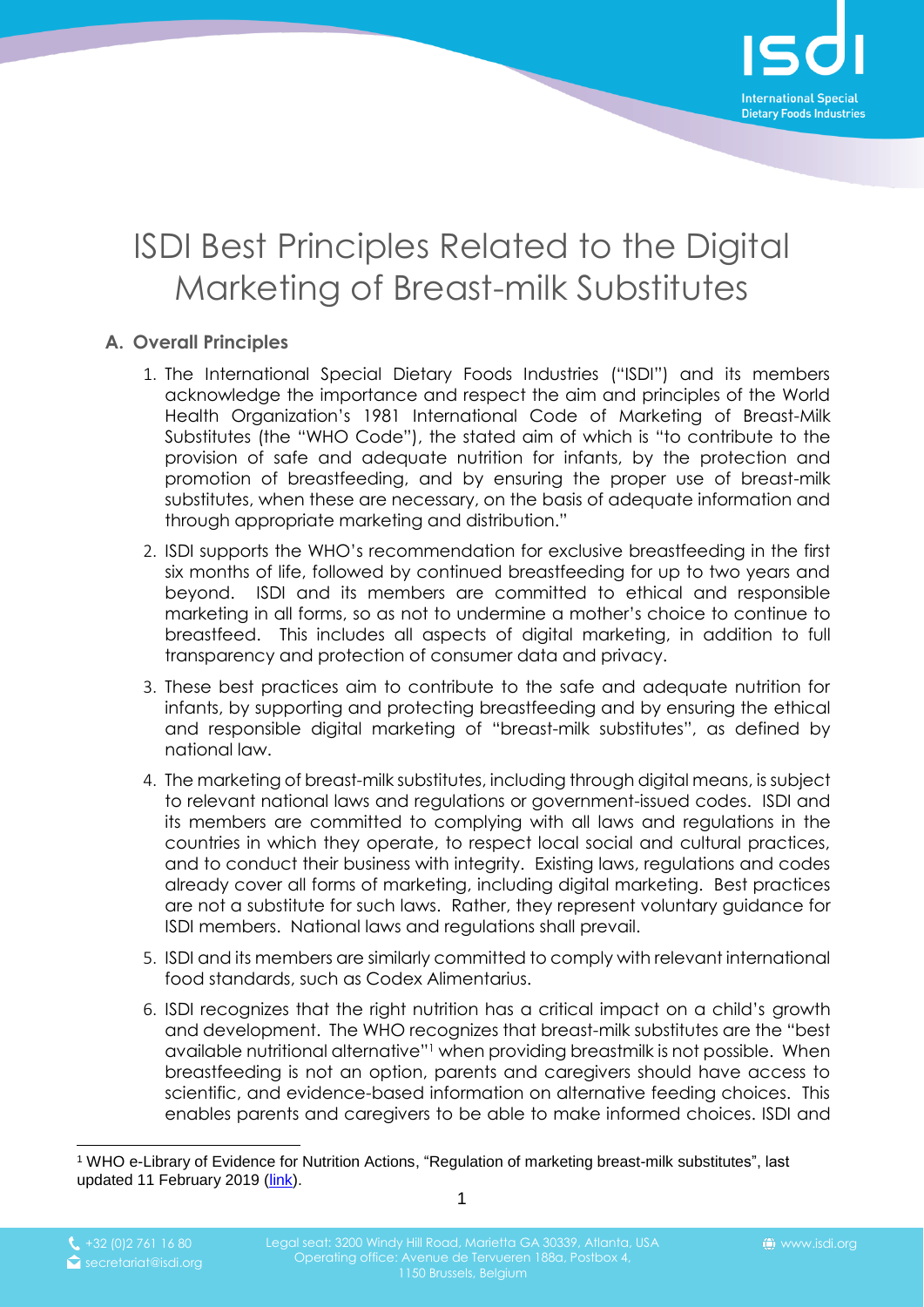# ISDI Best Principles Related to the Digital Marketing of Breast-milk Substitutes

## A. Overall Principles

1. The International Special Dietary Foods Industries ("ISDI") and its members acknowledge the importance and respect the aim and principles of the World Health Organization's 1981 International Code of Marketing of Breast-Milk Substitutes (the "WHO Code"), the stated aim of which is "to contribute to the provision of safe and adequate nutrition for infants, by the protection and promotion of breastfeeding, and by ensuring the proper use of breast-milk substitutes, when these are necessary, on the basis of adequate information and through appropriate marketing and distribution."
2. ISDI supports the WHO's recommendation for exclusive breastfeeding in the first six months of life, followed by continued breastfeeding for up to two years and beyond. ISDI and its members are committed to ethical and responsible marketing in all forms, so as not to undermine a mother's choice to continue to breastfeed. This includes all aspects of digital marketing, in addition to full transparency and protection of consumer data and privacy.
3. These best practices aim to contribute to the safe and adequate nutrition for infants, by supporting and protecting breastfeeding and by ensuring the ethical and responsible digital marketing of "breast-milk substitutes", as defined by national law.
4. The marketing of breast-milk substitutes, including through digital means, is subject to relevant national laws and regulations or government-issued codes. ISDI and its members are committed to complying with all laws and regulations in the countries in which they operate, to respect local social and cultural practices, and to conduct their business with integrity. Existing laws, regulations and codes already cover all forms of marketing, including digital marketing. Best practices are not a substitute for such laws. Rather, they represent voluntary guidance for ISDI members. National laws and regulations shall prevail.
5. ISDI and its members are similarly committed to comply with relevant international food standards, such as Codex Alimentarius.
6. ISDI recognizes that the right nutrition has a critical impact on a child's growth and development. The WHO recognizes that breast-milk substitutes are the "best available nutritional alternative"[1] when providing breastmilk is not possible. When breastfeeding is not an option, parents and caregivers should have access to scientific, and evidence-based information on alternative feeding choices. This enables parents and caregivers to be able to make informed choices. ISDI and

[1] WHO e-Library of Evidence for Nutrition Actions, "Regulation of marketing breast-milk substitutes", last updated 11 February 2019 (link).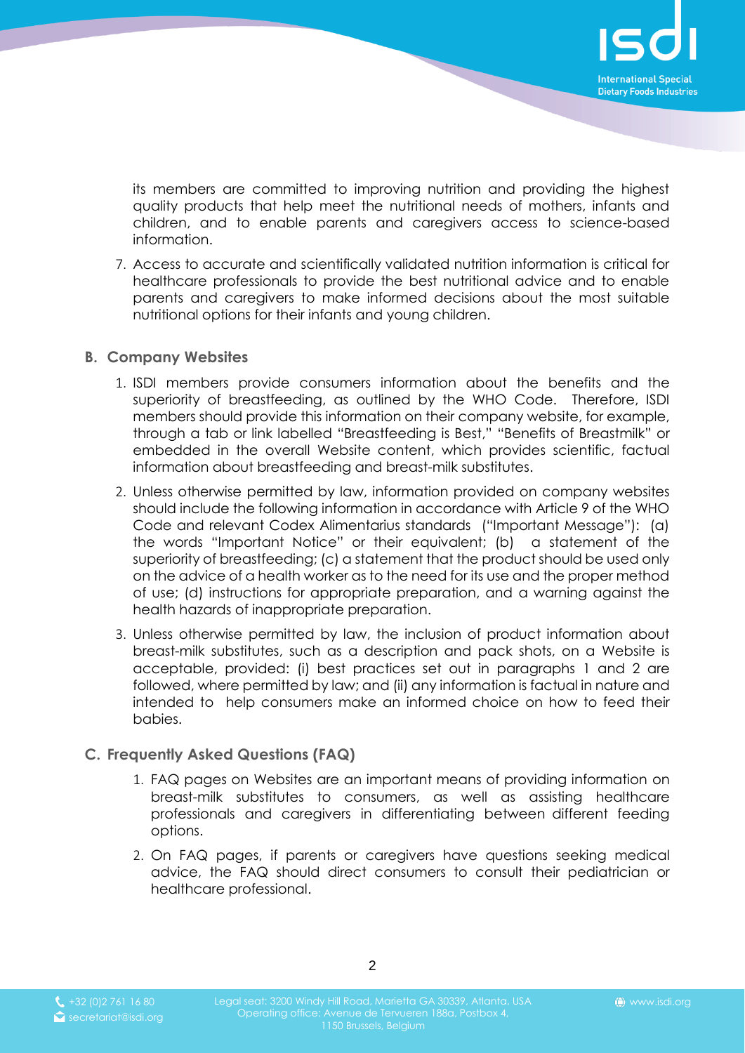its members are committed to improving nutrition and providing the highest quality products that help meet the nutritional needs of mothers, infants and children, and to enable parents and caregivers access to science-based information.

7. Access to accurate and scientifically validated nutrition information is critical for healthcare professionals to provide the best nutritional advice and to enable parents and caregivers to make informed decisions about the most suitable nutritional options for their infants and young children.

## B. Company Websites

1. ISDI members provide consumers information about the benefits and the superiority of breastfeeding, as outlined by the WHO Code. Therefore, ISDI members should provide this information on their company website, for example, through a tab or link labelled "Breastfeeding is Best," "Benefits of Breastmilk" or embedded in the overall Website content, which provides scientific, factual information about breastfeeding and breast-milk substitutes.
2. Unless otherwise permitted by law, information provided on company websites should include the following information in accordance with Article 9 of the WHO Code and relevant Codex Alimentarius standards ("Important Message"): (a) the words "Important Notice" or their equivalent; (b) a statement of the superiority of breastfeeding; (c) a statement that the product should be used only on the advice of a health worker as to the need for its use and the proper method of use; (d) instructions for appropriate preparation, and a warning against the health hazards of inappropriate preparation.
3. Unless otherwise permitted by law, the inclusion of product information about breast-milk substitutes, such as a description and pack shots, on a Website is acceptable, provided: (i) best practices set out in paragraphs 1 and 2 are followed, where permitted by law; and (ii) any information is factual in nature and intended to help consumers make an informed choice on how to feed their babies.

## C. Frequently Asked Questions (FAQ)

1. FAQ pages on Websites are an important means of providing information on breast-milk substitutes to consumers, as well as assisting healthcare professionals and caregivers in differentiating between different feeding options.
2. On FAQ pages, if parents or caregivers have questions seeking medical advice, the FAQ should direct consumers to consult their pediatrician or healthcare professional.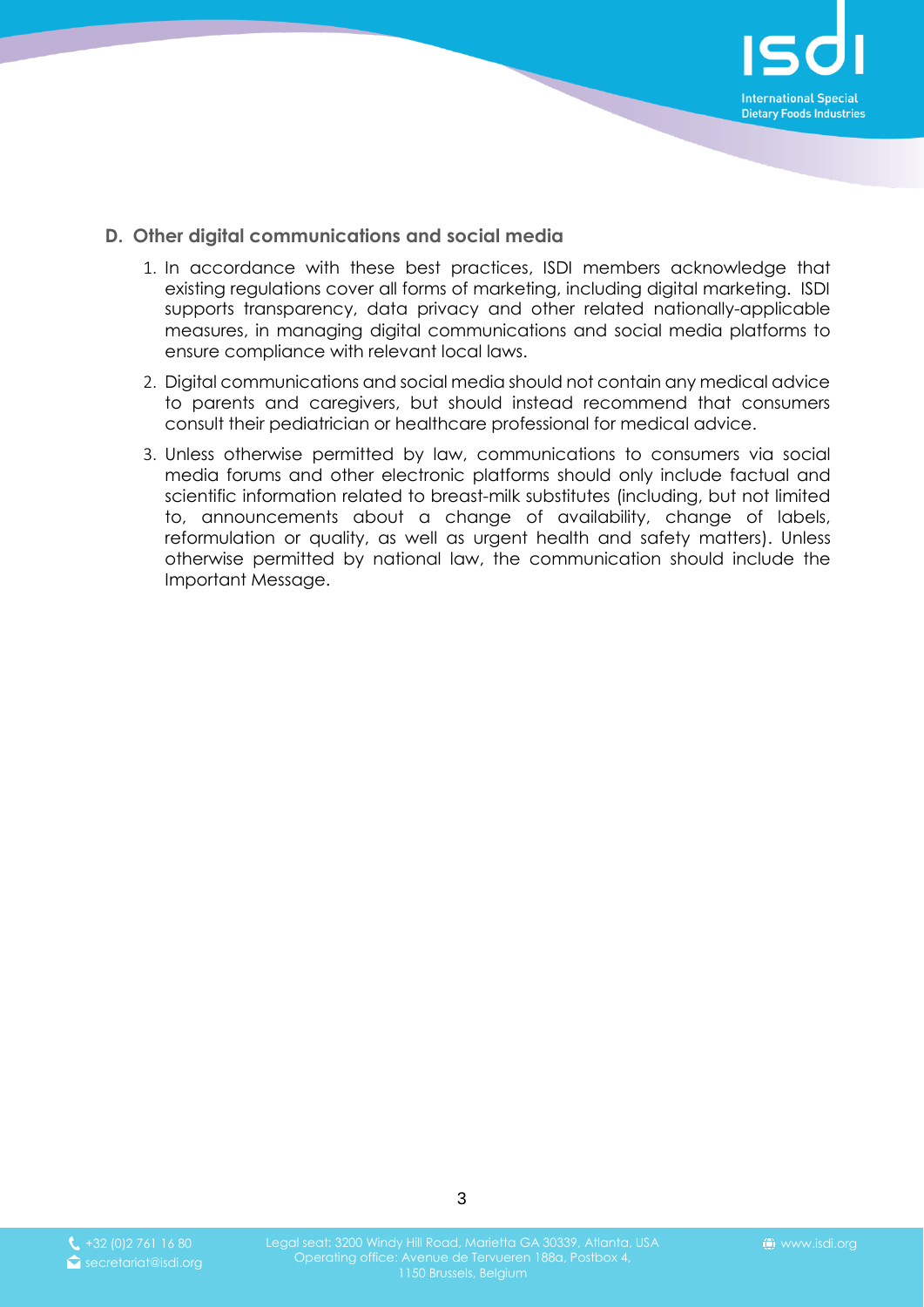## D. Other digital communications and social media

1. In accordance with these best practices, ISDI members acknowledge that existing regulations cover all forms of marketing, including digital marketing. ISDI supports transparency, data privacy and other related nationally-applicable measures, in managing digital communications and social media platforms to ensure compliance with relevant local laws.
2. Digital communications and social media should not contain any medical advice to parents and caregivers, but should instead recommend that consumers consult their pediatrician or healthcare professional for medical advice.
3. Unless otherwise permitted by law, communications to consumers via social media forums and other electronic platforms should only include factual and scientific information related to breast-milk substitutes (including, but not limited to, announcements about a change of availability, change of labels, reformulation or quality, as well as urgent health and safety matters). Unless otherwise permitted by national law, the communication should include the Important Message.